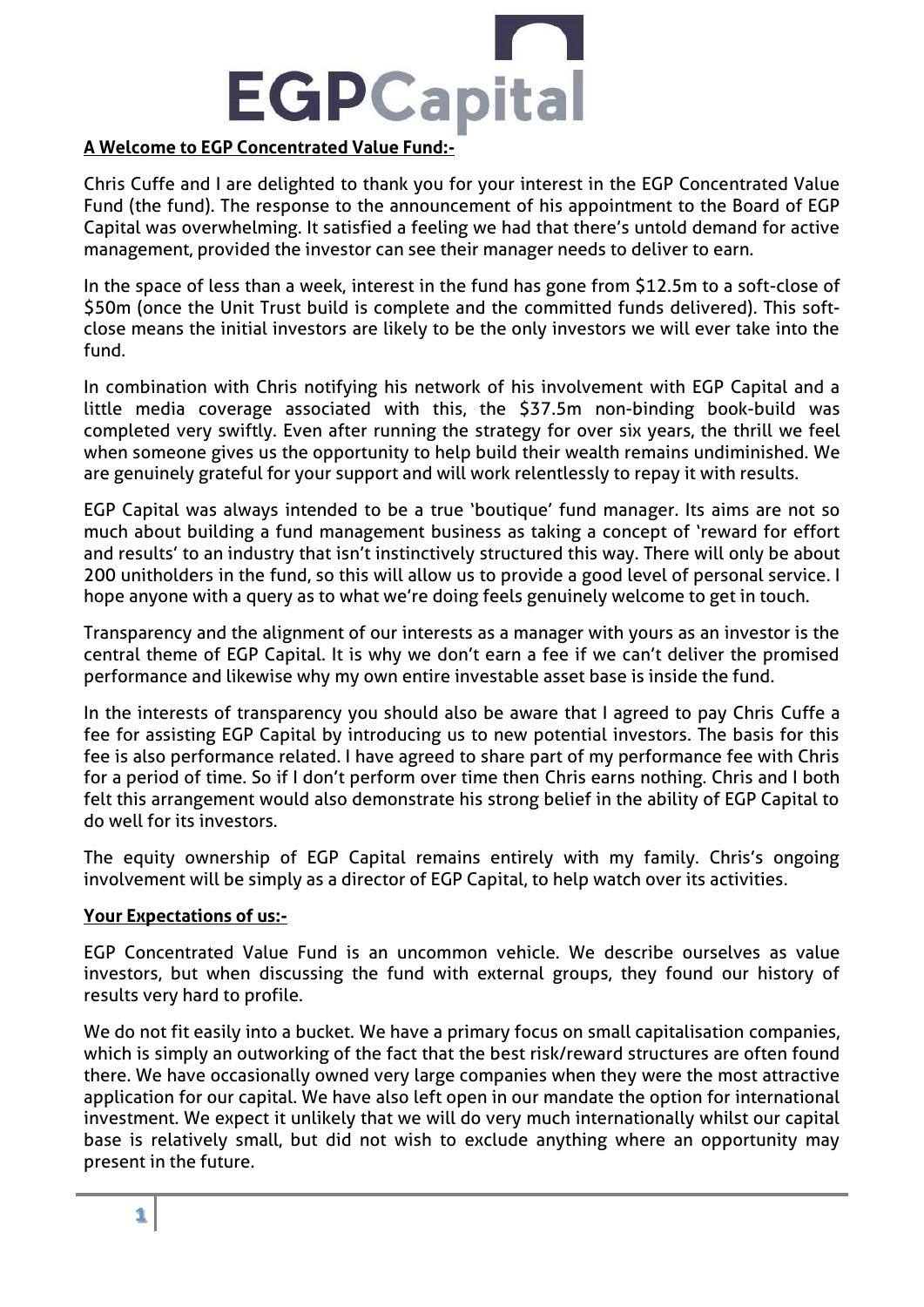# EGPCapital

**A Welcome to EGP Concentrated Value Fund:-**

Chris Cuffe and I are delighted to thank you for your interest in the EGP Concentrated Value Fund (the fund). The response to the announcement of his appointment to the Board of EGP Capital was overwhelming. It satisfied a feeling we had that there's untold demand for active management, provided the investor can see their manager needs to deliver to earn.

In the space of less than a week, interest in the fund has gone from $12.5m to a soft-close of $50m (once the Unit Trust build is complete and the committed funds delivered). This soft-close means the initial investors are likely to be the only investors we will ever take into the fund.

In combination with Chris notifying his network of his involvement with EGP Capital and a little media coverage associated with this, the $37.5m non-binding book-build was completed very swiftly. Even after running the strategy for over six years, the thrill we feel when someone gives us the opportunity to help build their wealth remains undiminished. We are genuinely grateful for your support and will work relentlessly to repay it with results.

EGP Capital was always intended to be a true 'boutique' fund manager. Its aims are not so much about building a fund management business as taking a concept of 'reward for effort and results' to an industry that isn't instinctively structured this way. There will only be about 200 unitholders in the fund, so this will allow us to provide a good level of personal service. I hope anyone with a query as to what we're doing feels genuinely welcome to get in touch.

Transparency and the alignment of our interests as a manager with yours as an investor is the central theme of EGP Capital. It is why we don't earn a fee if we can't deliver the promised performance and likewise why my own entire investable asset base is inside the fund.

In the interests of transparency you should also be aware that I agreed to pay Chris Cuffe a fee for assisting EGP Capital by introducing us to new potential investors. The basis for this fee is also performance related. I have agreed to share part of my performance fee with Chris for a period of time. So if I don't perform over time then Chris earns nothing. Chris and I both felt this arrangement would also demonstrate his strong belief in the ability of EGP Capital to do well for its investors.

The equity ownership of EGP Capital remains entirely with my family. Chris's ongoing involvement will be simply as a director of EGP Capital, to help watch over its activities.

**Your Expectations of us:-**

EGP Concentrated Value Fund is an uncommon vehicle. We describe ourselves as value investors, but when discussing the fund with external groups, they found our history of results very hard to profile.

We do not fit easily into a bucket. We have a primary focus on small capitalisation companies, which is simply an outworking of the fact that the best risk/reward structures are often found there. We have occasionally owned very large companies when they were the most attractive application for our capital. We have also left open in our mandate the option for international investment. We expect it unlikely that we will do very much internationally whilst our capital base is relatively small, but did not wish to exclude anything where an opportunity may present in the future.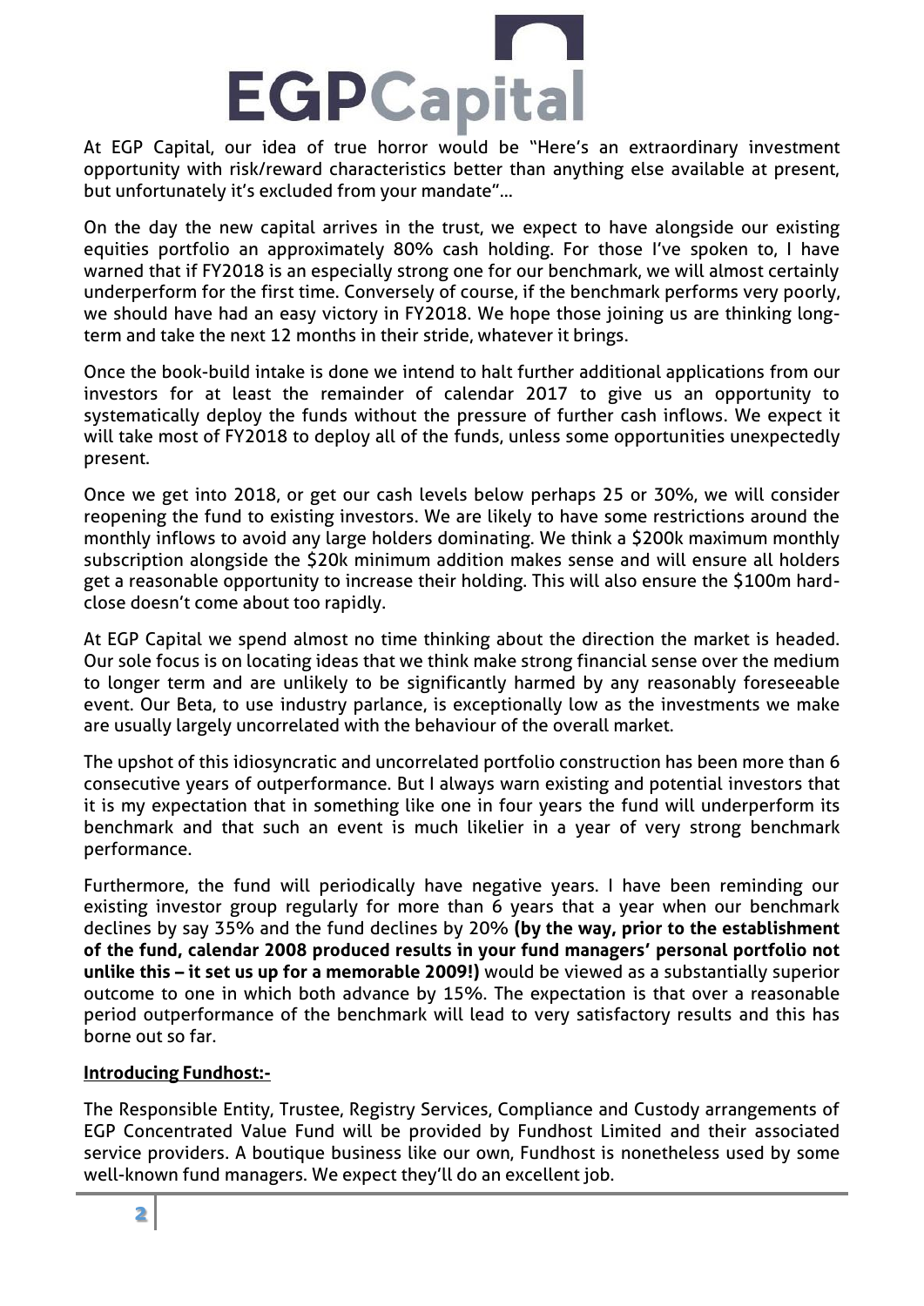At EGP Capital, our idea of true horror would be "Here's an extraordinary investment opportunity with risk/reward characteristics better than anything else available at present, but unfortunately it's excluded from your mandate"...

On the day the new capital arrives in the trust, we expect to have alongside our existing equities portfolio an approximately 80% cash holding. For those I've spoken to, I have warned that if FY2018 is an especially strong one for our benchmark, we will almost certainly underperform for the first time. Conversely of course, if the benchmark performs very poorly, we should have had an easy victory in FY2018. We hope those joining us are thinking long-term and take the next 12 months in their stride, whatever it brings.

Once the book-build intake is done we intend to halt further additional applications from our investors for at least the remainder of calendar 2017 to give us an opportunity to systematically deploy the funds without the pressure of further cash inflows. We expect it will take most of FY2018 to deploy all of the funds, unless some opportunities unexpectedly present.

Once we get into 2018, or get our cash levels below perhaps 25 or 30%, we will consider reopening the fund to existing investors. We are likely to have some restrictions around the monthly inflows to avoid any large holders dominating. We think a $200k maximum monthly subscription alongside the $20k minimum addition makes sense and will ensure all holders get a reasonable opportunity to increase their holding. This will also ensure the $100m hard-close doesn't come about too rapidly.

At EGP Capital we spend almost no time thinking about the direction the market is headed. Our sole focus is on locating ideas that we think make strong financial sense over the medium to longer term and are unlikely to be significantly harmed by any reasonably foreseeable event. Our Beta, to use industry parlance, is exceptionally low as the investments we make are usually largely uncorrelated with the behaviour of the overall market.

The upshot of this idiosyncratic and uncorrelated portfolio construction has been more than 6 consecutive years of outperformance. But I always warn existing and potential investors that it is my expectation that in something like one in four years the fund will underperform its benchmark and that such an event is much likelier in a year of very strong benchmark performance.

Furthermore, the fund will periodically have negative years. I have been reminding our existing investor group regularly for more than 6 years that a year when our benchmark declines by say 35% and the fund declines by 20% **(by the way, prior to the establishment of the fund, calendar 2008 produced results in your fund managers' personal portfolio not unlike this – it set us up for a memorable 2009!)** would be viewed as a substantially superior outcome to one in which both advance by 15%. The expectation is that over a reasonable period outperformance of the benchmark will lead to very satisfactory results and this has borne out so far.

**Introducing Fundhost:-**

The Responsible Entity, Trustee, Registry Services, Compliance and Custody arrangements of EGP Concentrated Value Fund will be provided by Fundhost Limited and their associated service providers. A boutique business like our own, Fundhost is nonetheless used by some well-known fund managers. We expect they'll do an excellent job.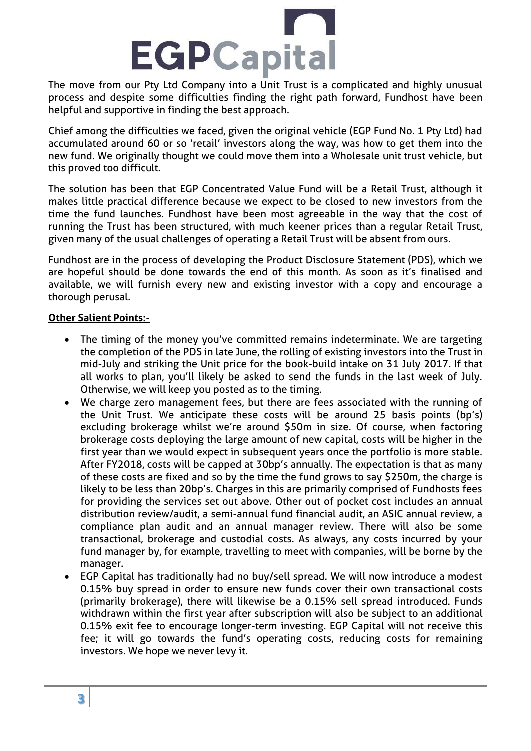The move from our Pty Ltd Company into a Unit Trust is a complicated and highly unusual process and despite some difficulties finding the right path forward, Fundhost have been helpful and supportive in finding the best approach.

Chief among the difficulties we faced, given the original vehicle (EGP Fund No. 1 Pty Ltd) had accumulated around 60 or so 'retail' investors along the way, was how to get them into the new fund. We originally thought we could move them into a Wholesale unit trust vehicle, but this proved too difficult.

The solution has been that EGP Concentrated Value Fund will be a Retail Trust, although it makes little practical difference because we expect to be closed to new investors from the time the fund launches. Fundhost have been most agreeable in the way that the cost of running the Trust has been structured, with much keener prices than a regular Retail Trust, given many of the usual challenges of operating a Retail Trust will be absent from ours.

Fundhost are in the process of developing the Product Disclosure Statement (PDS), which we are hopeful should be done towards the end of this month. As soon as it's finalised and available, we will furnish every new and existing investor with a copy and encourage a thorough perusal.

**Other Salient Points:-**

- The timing of the money you've committed remains indeterminate. We are targeting the completion of the PDS in late June, the rolling of existing investors into the Trust in mid-July and striking the Unit price for the book-build intake on 31 July 2017. If that all works to plan, you'll likely be asked to send the funds in the last week of July. Otherwise, we will keep you posted as to the timing.
- We charge zero management fees, but there are fees associated with the running of the Unit Trust. We anticipate these costs will be around 25 basis points (bp's) excluding brokerage whilst we're around $50m in size. Of course, when factoring brokerage costs deploying the large amount of new capital, costs will be higher in the first year than we would expect in subsequent years once the portfolio is more stable. After FY2018, costs will be capped at 30bp's annually. The expectation is that as many of these costs are fixed and so by the time the fund grows to say $250m, the charge is likely to be less than 20bp's. Charges in this are primarily comprised of Fundhosts fees for providing the services set out above. Other out of pocket cost includes an annual distribution review/audit, a semi-annual fund financial audit, an ASIC annual review, a compliance plan audit and an annual manager review. There will also be some transactional, brokerage and custodial costs. As always, any costs incurred by your fund manager by, for example, travelling to meet with companies, will be borne by the manager.
- EGP Capital has traditionally had no buy/sell spread. We will now introduce a modest 0.15% buy spread in order to ensure new funds cover their own transactional costs (primarily brokerage), there will likewise be a 0.15% sell spread introduced. Funds withdrawn within the first year after subscription will also be subject to an additional 0.15% exit fee to encourage longer-term investing. EGP Capital will not receive this fee; it will go towards the fund's operating costs, reducing costs for remaining investors. We hope we never levy it.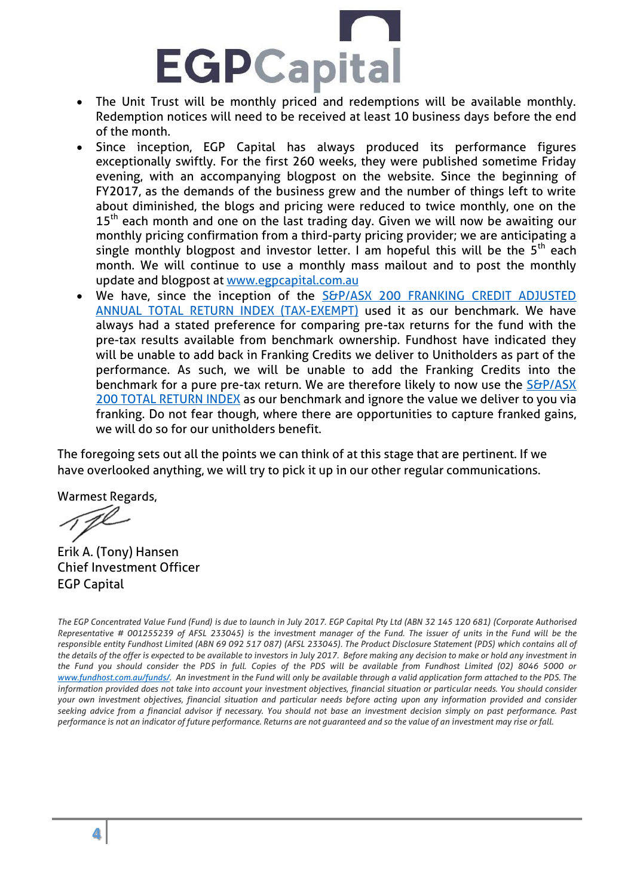- The Unit Trust will be monthly priced and redemptions will be available monthly. Redemption notices will need to be received at least 10 business days before the end of the month.
- Since inception, EGP Capital has always produced its performance figures exceptionally swiftly. For the first 260 weeks, they were published sometime Friday evening, with an accompanying blogpost on the website. Since the beginning of FY2017, as the demands of the business grew and the number of things left to write about diminished, the blogs and pricing were reduced to twice monthly, one on the 15th each month and one on the last trading day. Given we will now be awaiting our monthly pricing confirmation from a third-party pricing provider; we are anticipating a single monthly blogpost and investor letter. I am hopeful this will be the 5th each month. We will continue to use a monthly mass mailout and to post the monthly update and blogpost at [www.egpcapital.com.au](http://www.egpcapital.com.au)
- We have, since the inception of the S&P/ASX 200 FRANKING CREDIT ADJUSTED ANNUAL TOTAL RETURN INDEX (TAX-EXEMPT) used it as our benchmark. We have always had a stated preference for comparing pre-tax returns for the fund with the pre-tax results available from benchmark ownership. Fundhost have indicated they will be unable to add back in Franking Credits we deliver to Unitholders as part of the performance. As such, we will be unable to add the Franking Credits into the benchmark for a pure pre-tax return. We are therefore likely to now use the S&P/ASX 200 TOTAL RETURN INDEX as our benchmark and ignore the value we deliver to you via franking. Do not fear though, where there are opportunities to capture franked gains, we will do so for our unitholders benefit.

The foregoing sets out all the points we can think of at this stage that are pertinent. If we have overlooked anything, we will try to pick it up in our other regular communications.

Warmest Regards,

Erik A. (Tony) Hansen
Chief Investment Officer
EGP Capital

*The EGP Concentrated Value Fund (Fund) is due to launch in July 2017. EGP Capital Pty Ltd (ABN 32 145 120 681) (Corporate Authorised Representative # 001255239 of AFSL 233045) is the investment manager of the Fund. The issuer of units in the Fund will be the responsible entity Fundhost Limited (ABN 69 092 517 087) (AFSL 233045). The Product Disclosure Statement (PDS) which contains all of the details of the offer is expected to be available to investors in July 2017. Before making any decision to make or hold any investment in the Fund you should consider the PDS in full. Copies of the PDS will be available from Fundhost Limited (02) 8046 5000 or [www.fundhost.com.au/funds/](http://www.fundhost.com.au/funds/). An investment in the Fund will only be available through a valid application form attached to the PDS. The information provided does not take into account your investment objectives, financial situation or particular needs. You should consider your own investment objectives, financial situation and particular needs before acting upon any information provided and consider seeking advice from a financial advisor if necessary. You should not base an investment decision simply on past performance. Past performance is not an indicator of future performance. Returns are not guaranteed and so the value of an investment may rise or fall.*